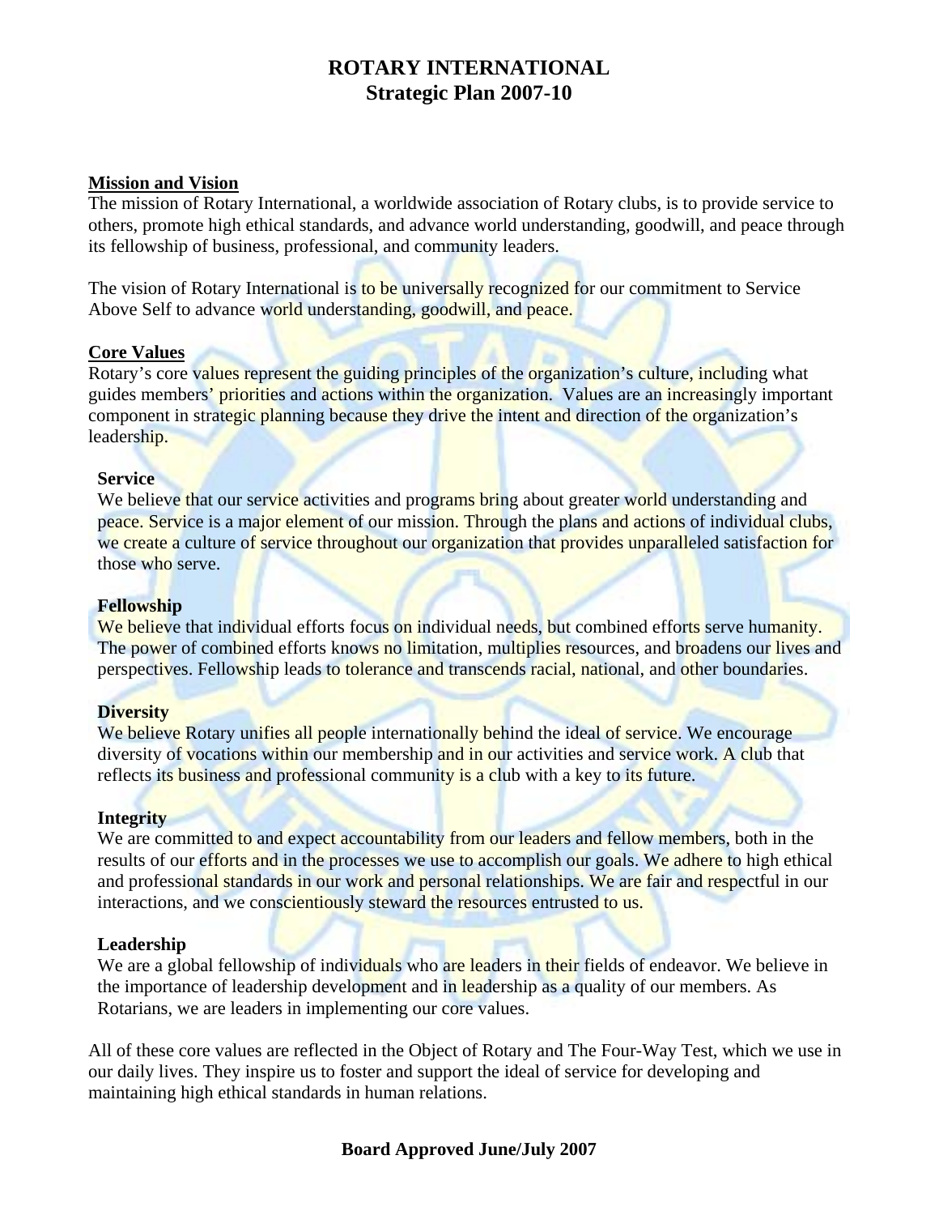# ROTARY INTERNATIONAL
## Strategic Plan 2007-10

### Mission and Vision

The mission of Rotary International, a worldwide association of Rotary clubs, is to provide service to others, promote high ethical standards, and advance world understanding, goodwill, and peace through its fellowship of business, professional, and community leaders.

The vision of Rotary International is to be universally recognized for our commitment to Service Above Self to advance world understanding, goodwill, and peace.

### Core Values

Rotary's core values represent the guiding principles of the organization's culture, including what guides members' priorities and actions within the organization. Values are an increasingly important component in strategic planning because they drive the intent and direction of the organization's leadership.

**Service**
We believe that our service activities and programs bring about greater world understanding and peace. Service is a major element of our mission. Through the plans and actions of individual clubs, we create a culture of service throughout our organization that provides unparalleled satisfaction for those who serve.

**Fellowship**
We believe that individual efforts focus on individual needs, but combined efforts serve humanity. The power of combined efforts knows no limitation, multiplies resources, and broadens our lives and perspectives. Fellowship leads to tolerance and transcends racial, national, and other boundaries.

**Diversity**
We believe Rotary unifies all people internationally behind the ideal of service. We encourage diversity of vocations within our membership and in our activities and service work. A club that reflects its business and professional community is a club with a key to its future.

**Integrity**
We are committed to and expect accountability from our leaders and fellow members, both in the results of our efforts and in the processes we use to accomplish our goals. We adhere to high ethical and professional standards in our work and personal relationships. We are fair and respectful in our interactions, and we conscientiously steward the resources entrusted to us.

**Leadership**
We are a global fellowship of individuals who are leaders in their fields of endeavor. We believe in the importance of leadership development and in leadership as a quality of our members. As Rotarians, we are leaders in implementing our core values.

All of these core values are reflected in the Object of Rotary and The Four-Way Test, which we use in our daily lives. They inspire us to foster and support the ideal of service for developing and maintaining high ethical standards in human relations.

**Board Approved June/July 2007**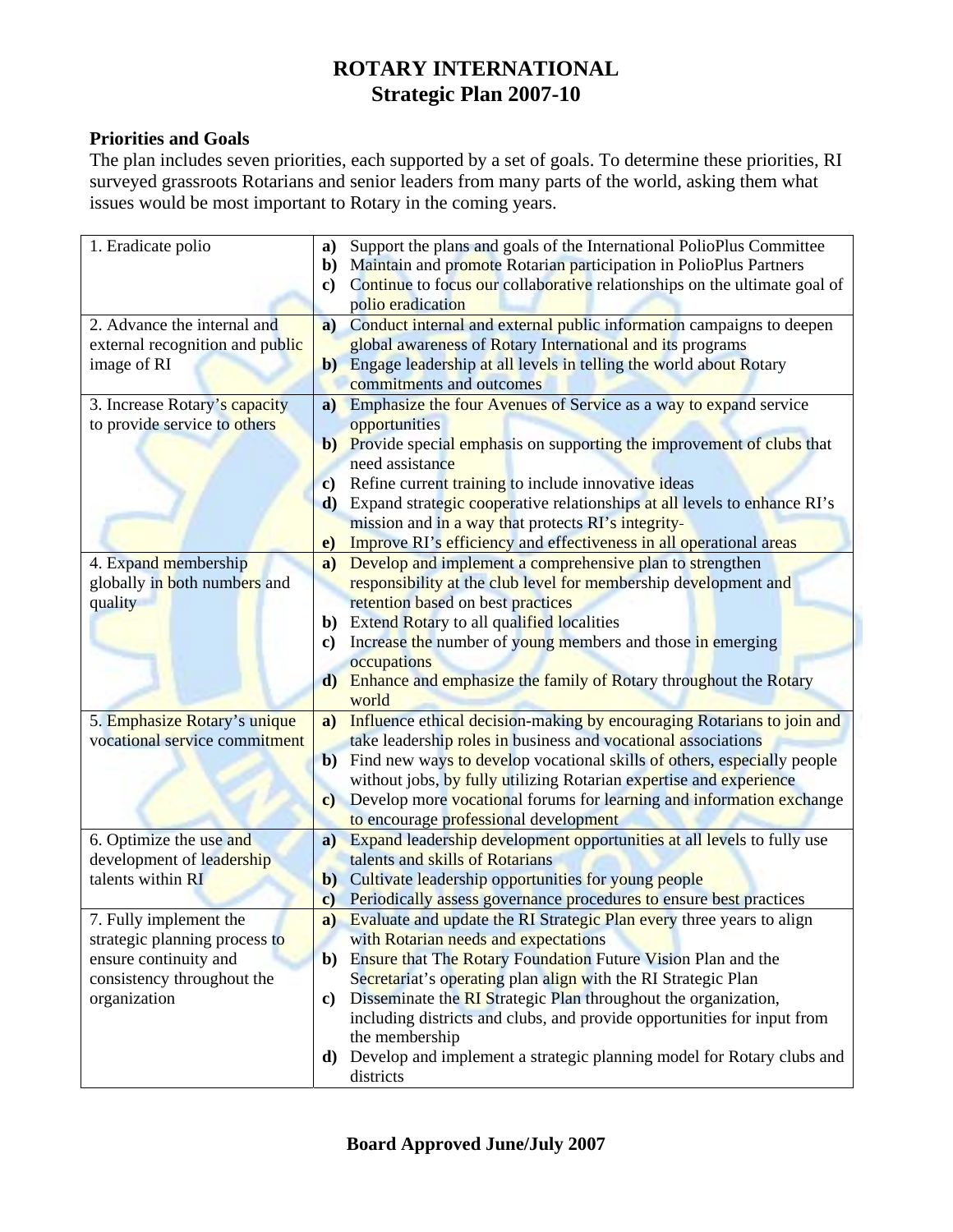# ROTARY INTERNATIONAL
# Strategic Plan 2007-10

**Priorities and Goals**

The plan includes seven priorities, each supported by a set of goals. To determine these priorities, RI surveyed grassroots Rotarians and senior leaders from many parts of the world, asking them what issues would be most important to Rotary in the coming years.

| Priority | Goals |
|---|---|
| 1. Eradicate polio | **a)** Support the plans and goals of the International PolioPlus Committee<br>**b)** Maintain and promote Rotarian participation in PolioPlus Partners<br>**c)** Continue to focus our collaborative relationships on the ultimate goal of polio eradication |
| 2. Advance the internal and external recognition and public image of RI | **a)** Conduct internal and external public information campaigns to deepen global awareness of Rotary International and its programs<br>**b)** Engage leadership at all levels in telling the world about Rotary commitments and outcomes |
| 3. Increase Rotary's capacity to provide service to others | **a)** Emphasize the four Avenues of Service as a way to expand service opportunities<br>**b)** Provide special emphasis on supporting the improvement of clubs that need assistance<br>**c)** Refine current training to include innovative ideas<br>**d)** Expand strategic cooperative relationships at all levels to enhance RI's mission and in a way that protects RI's integrity<br>**e)** Improve RI's efficiency and effectiveness in all operational areas |
| 4. Expand membership globally in both numbers and quality | **a)** Develop and implement a comprehensive plan to strengthen responsibility at the club level for membership development and retention based on best practices<br>**b)** Extend Rotary to all qualified localities<br>**c)** Increase the number of young members and those in emerging occupations<br>**d)** Enhance and emphasize the family of Rotary throughout the Rotary world |
| 5. Emphasize Rotary's unique vocational service commitment | **a)** Influence ethical decision-making by encouraging Rotarians to join and take leadership roles in business and vocational associations<br>**b)** Find new ways to develop vocational skills of others, especially people without jobs, by fully utilizing Rotarian expertise and experience<br>**c)** Develop more vocational forums for learning and information exchange to encourage professional development |
| 6. Optimize the use and development of leadership talents within RI | **a)** Expand leadership development opportunities at all levels to fully use talents and skills of Rotarians<br>**b)** Cultivate leadership opportunities for young people<br>**c)** Periodically assess governance procedures to ensure best practices |
| 7. Fully implement the strategic planning process to ensure continuity and consistency throughout the organization | **a)** Evaluate and update the RI Strategic Plan every three years to align with Rotarian needs and expectations<br>**b)** Ensure that The Rotary Foundation Future Vision Plan and the Secretariat's operating plan align with the RI Strategic Plan<br>**c)** Disseminate the RI Strategic Plan throughout the organization, including districts and clubs, and provide opportunities for input from the membership<br>**d)** Develop and implement a strategic planning model for Rotary clubs and districts |

**Board Approved June/July 2007**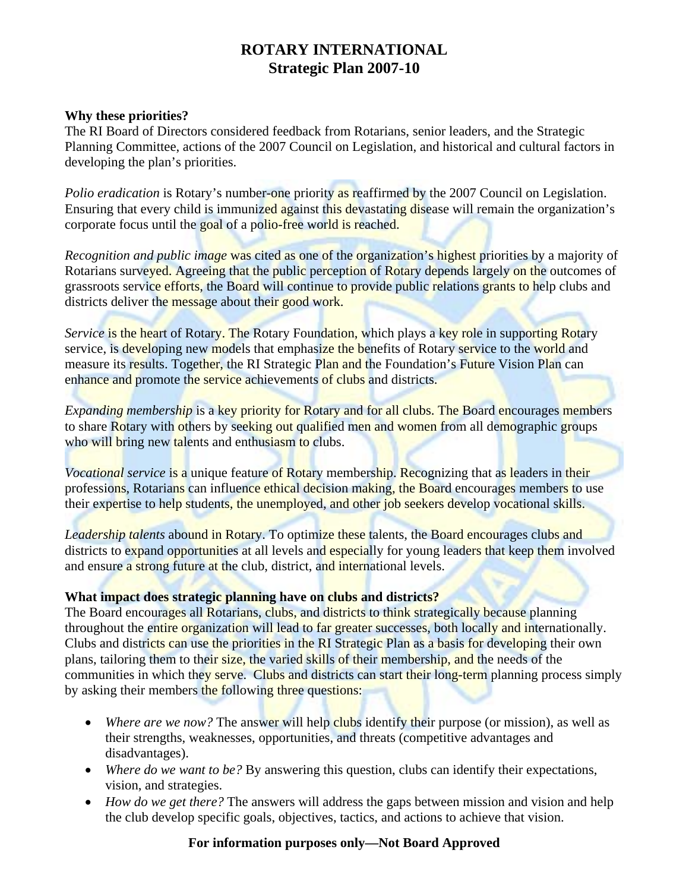# ROTARY INTERNATIONAL
# Strategic Plan 2007-10

**Why these priorities?**
The RI Board of Directors considered feedback from Rotarians, senior leaders, and the Strategic Planning Committee, actions of the 2007 Council on Legislation, and historical and cultural factors in developing the plan's priorities.

*Polio eradication* is Rotary's number-one priority as reaffirmed by the 2007 Council on Legislation. Ensuring that every child is immunized against this devastating disease will remain the organization's corporate focus until the goal of a polio-free world is reached.

*Recognition and public image* was cited as one of the organization's highest priorities by a majority of Rotarians surveyed. Agreeing that the public perception of Rotary depends largely on the outcomes of grassroots service efforts, the Board will continue to provide public relations grants to help clubs and districts deliver the message about their good work.

*Service* is the heart of Rotary. The Rotary Foundation, which plays a key role in supporting Rotary service, is developing new models that emphasize the benefits of Rotary service to the world and measure its results. Together, the RI Strategic Plan and the Foundation's Future Vision Plan can enhance and promote the service achievements of clubs and districts.

*Expanding membership* is a key priority for Rotary and for all clubs. The Board encourages members to share Rotary with others by seeking out qualified men and women from all demographic groups who will bring new talents and enthusiasm to clubs.

*Vocational service* is a unique feature of Rotary membership. Recognizing that as leaders in their professions, Rotarians can influence ethical decision making, the Board encourages members to use their expertise to help students, the unemployed, and other job seekers develop vocational skills.

*Leadership talents* abound in Rotary. To optimize these talents, the Board encourages clubs and districts to expand opportunities at all levels and especially for young leaders that keep them involved and ensure a strong future at the club, district, and international levels.

**What impact does strategic planning have on clubs and districts?**
The Board encourages all Rotarians, clubs, and districts to think strategically because planning throughout the entire organization will lead to far greater successes, both locally and internationally. Clubs and districts can use the priorities in the RI Strategic Plan as a basis for developing their own plans, tailoring them to their size, the varied skills of their membership, and the needs of the communities in which they serve. Clubs and districts can start their long-term planning process simply by asking their members the following three questions:

- *Where are we now?* The answer will help clubs identify their purpose (or mission), as well as their strengths, weaknesses, opportunities, and threats (competitive advantages and disadvantages).
- *Where do we want to be?* By answering this question, clubs can identify their expectations, vision, and strategies.
- *How do we get there?* The answers will address the gaps between mission and vision and help the club develop specific goals, objectives, tactics, and actions to achieve that vision.

**For information purposes only—Not Board Approved**